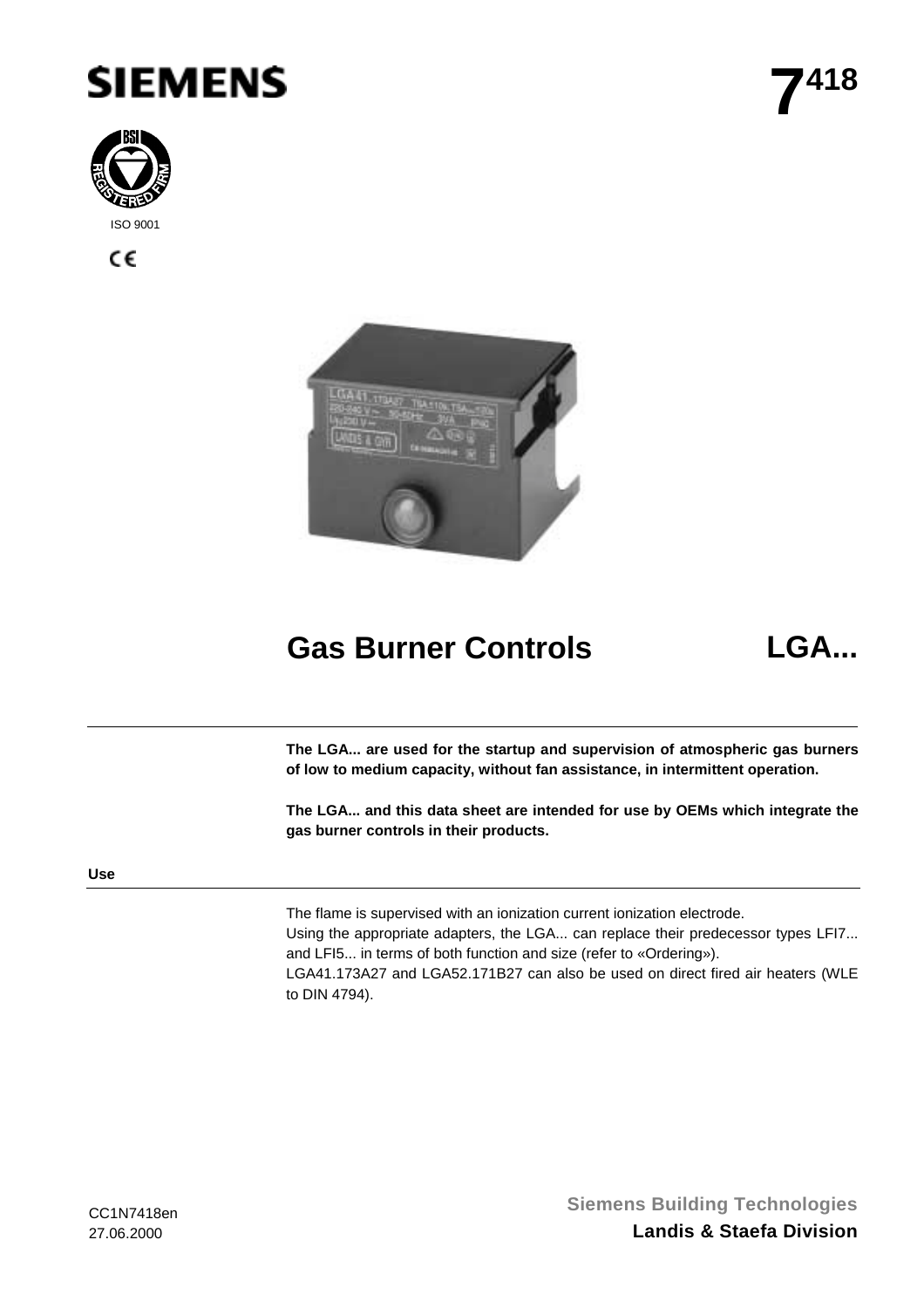# SIEMENS

**7418**

ISO 9001

CE

## Gas Burner Controls — LGA...

**The LGA... are used for the startup and supervision of atmospheric gas burners of low to medium capacity, without fan assistance, in intermittent operation.**

**The LGA... and this data sheet are intended for use by OEMs which integrate the gas burner controls in their products.**

### Use

The flame is supervised with an ionization current ionization electrode.
Using the appropriate adapters, the LGA... can replace their predecessor types LFI7... and LFI5... in terms of both function and size (refer to «Ordering»).
LGA41.173A27 and LGA52.171B27 can also be used on direct fired air heaters (WLE to DIN 4794).

CC1N7418en
27.06.2000

**Siemens Building Technologies**
**Landis & Staefa Division**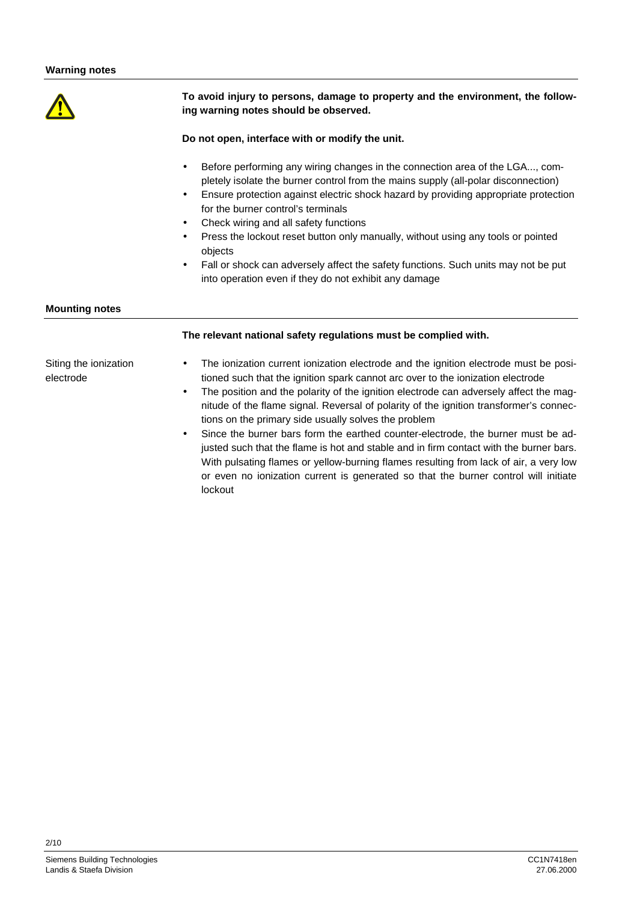## Warning notes

**To avoid injury to persons, damage to property and the environment, the following warning notes should be observed.**

**Do not open, interface with or modify the unit.**

- Before performing any wiring changes in the connection area of the LGA..., completely isolate the burner control from the mains supply (all-polar disconnection)
- Ensure protection against electric shock hazard by providing appropriate protection for the burner control's terminals
- Check wiring and all safety functions
- Press the lockout reset button only manually, without using any tools or pointed objects
- Fall or shock can adversely affect the safety functions. Such units may not be put into operation even if they do not exhibit any damage

## Mounting notes

**The relevant national safety regulations must be complied with.**

Siting the ionization electrode

- The ionization current ionization electrode and the ignition electrode must be positioned such that the ignition spark cannot arc over to the ionization electrode
- The position and the polarity of the ignition electrode can adversely affect the magnitude of the flame signal. Reversal of polarity of the ignition transformer's connections on the primary side usually solves the problem
- Since the burner bars form the earthed counter-electrode, the burner must be adjusted such that the flame is hot and stable and in firm contact with the burner bars. With pulsating flames or yellow-burning flames resulting from lack of air, a very low or even no ionization current is generated so that the burner control will initiate lockout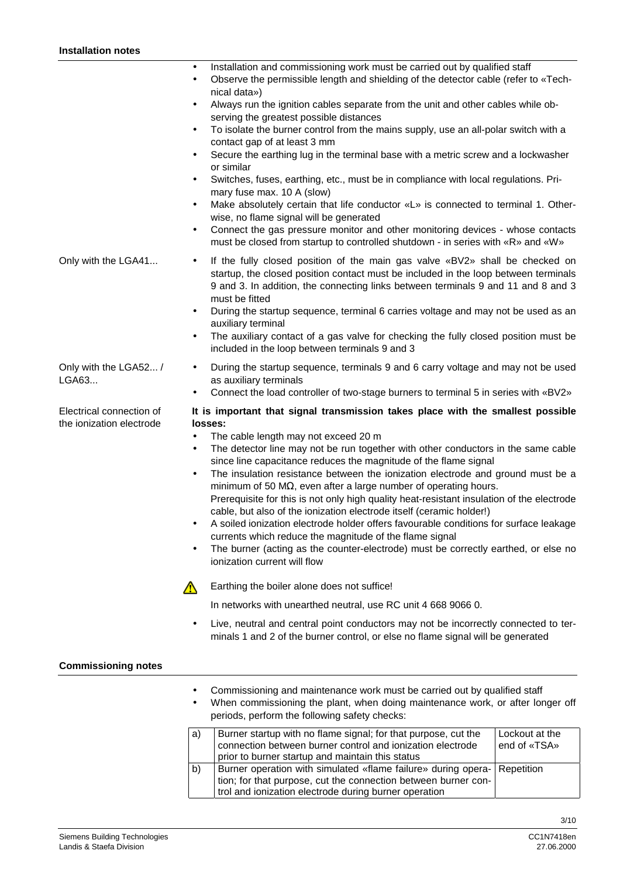## Installation notes

- Installation and commissioning work must be carried out by qualified staff
- Observe the permissible length and shielding of the detector cable (refer to «Technical data»)
- Always run the ignition cables separate from the unit and other cables while observing the greatest possible distances
- To isolate the burner control from the mains supply, use an all-polar switch with a contact gap of at least 3 mm
- Secure the earthing lug in the terminal base with a metric screw and a lockwasher or similar
- Switches, fuses, earthing, etc., must be in compliance with local regulations. Primary fuse max. 10 A (slow)
- Make absolutely certain that life conductor «L» is connected to terminal 1. Otherwise, no flame signal will be generated
- Connect the gas pressure monitor and other monitoring devices - whose contacts must be closed from startup to controlled shutdown - in series with «R» and «W»

**Only with the LGA41...**

- If the fully closed position of the main gas valve «BV2» shall be checked on startup, the closed position contact must be included in the loop between terminals 9 and 3. In addition, the connecting links between terminals 9 and 11 and 8 and 3 must be fitted
- During the startup sequence, terminal 6 carries voltage and may not be used as an auxiliary terminal
- The auxiliary contact of a gas valve for checking the fully closed position must be included in the loop between terminals 9 and 3

**Only with the LGA52... / LGA63...**

- During the startup sequence, terminals 9 and 6 carry voltage and may not be used as auxiliary terminals
- Connect the load controller of two-stage burners to terminal 5 in series with «BV2»

**Electrical connection of the ionization electrode**

**It is important that signal transmission takes place with the smallest possible losses:**

- The cable length may not exceed 20 m
- The detector line may not be run together with other conductors in the same cable since line capacitance reduces the magnitude of the flame signal
- The insulation resistance between the ionization electrode and ground must be a minimum of 50 MΩ, even after a large number of operating hours.
  Prerequisite for this is not only high quality heat-resistant insulation of the electrode cable, but also of the ionization electrode itself (ceramic holder!)
- A soiled ionization electrode holder offers favourable conditions for surface leakage currents which reduce the magnitude of the flame signal
- The burner (acting as the counter-electrode) must be correctly earthed, or else no ionization current will flow

⚠ Earthing the boiler alone does not suffice!

In networks with unearthed neutral, use RC unit 4 668 9066 0.

- Live, neutral and central point conductors may not be incorrectly connected to terminals 1 and 2 of the burner control, or else no flame signal will be generated

## Commissioning notes

- Commissioning and maintenance work must be carried out by qualified staff
- When commissioning the plant, when doing maintenance work, or after longer off periods, perform the following safety checks:

| | | |
|---|---|---|
| a) | Burner startup with no flame signal; for that purpose, cut the connection between burner control and ionization electrode prior to burner startup and maintain this status | Lockout at the end of «TSA» |
| b) | Burner operation with simulated «flame failure» during operation; for that purpose, cut the connection between burner control and ionization electrode during burner operation | Repetition |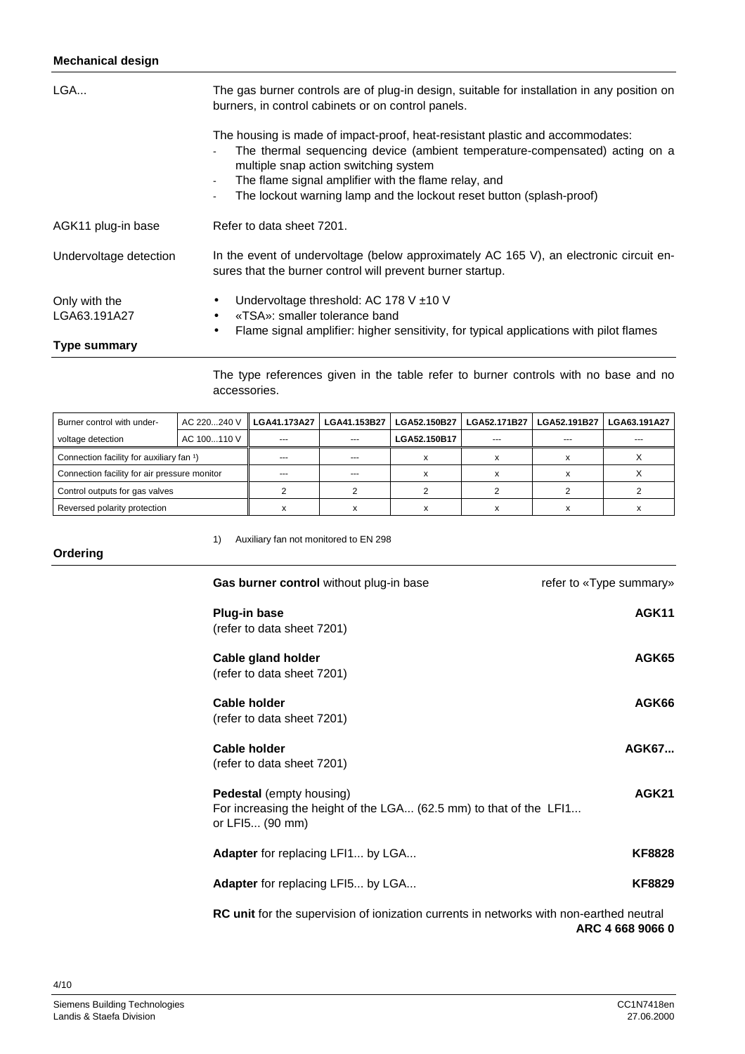## Mechanical design

**LGA...**

The gas burner controls are of plug-in design, suitable for installation in any position on burners, in control cabinets or on control panels.

The housing is made of impact-proof, heat-resistant plastic and accommodates:
- The thermal sequencing device (ambient temperature-compensated) acting on a multiple snap action switching system
- The flame signal amplifier with the flame relay, and
- The lockout warning lamp and the lockout reset button (splash-proof)

**AGK11 plug-in base**

Refer to data sheet 7201.

**Undervoltage detection**

In the event of undervoltage (below approximately AC 165 V), an electronic circuit ensures that the burner control will prevent burner startup.

**Only with the LGA63.191A27**

- Undervoltage threshold: AC 178 V ±10 V
- «TSA»: smaller tolerance band
- Flame signal amplifier: higher sensitivity, for typical applications with pilot flames

## Type summary

The type references given in the table refer to burner controls with no base and no accessories.

| Burner control with under- | AC 220...240 V | LGA41.173A27 | LGA41.153B27 | LGA52.150B27 | LGA52.171B27 | LGA52.191B27 | LGA63.191A27 |
|---|---|---|---|---|---|---|---|
| voltage detection | AC 100...110 V | --- | --- | LGA52.150B17 | --- | --- | --- |
| Connection facility for auxiliary fan [1] | | --- | --- | x | x | x | X |
| Connection facility for air pressure monitor | | --- | --- | x | x | x | X |
| Control outputs for gas valves | | 2 | 2 | 2 | 2 | 2 | 2 |
| Reversed polarity protection | | x | x | x | x | x | x |

1) Auxiliary fan not monitored to EN 298

## Ordering

| | |
|---|---|
| **Gas burner control** without plug-in base | refer to «Type summary» |
| **Plug-in base** (refer to data sheet 7201) | **AGK11** |
| **Cable gland holder** (refer to data sheet 7201) | **AGK65** |
| **Cable holder** (refer to data sheet 7201) | **AGK66** |
| **Cable holder** (refer to data sheet 7201) | **AGK67...** |
| **Pedestal** (empty housing) For increasing the height of the LGA... (62.5 mm) to that of the LFI1... or LFI5... (90 mm) | **AGK21** |
| **Adapter** for replacing LFI1... by LGA... | **KF8828** |
| **Adapter** for replacing LFI5... by LGA... | **KF8829** |
| **RC unit** for the supervision of ionization currents in networks with non-earthed neutral | **ARC 4 668 9066 0** |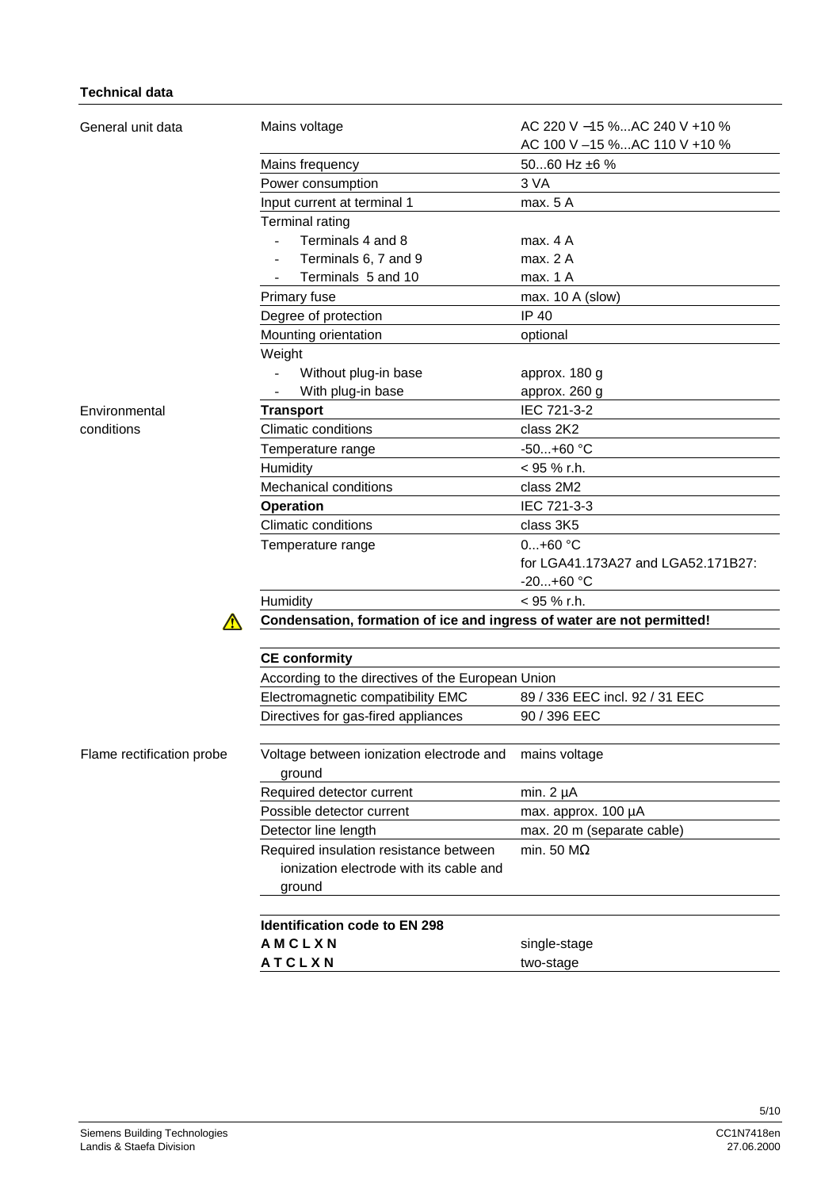**Technical data**

| | | |
|---|---|---|
| General unit data | Mains voltage | AC 220 V –15 %...AC 240 V +10 %<br>AC 100 V –15 %...AC 110 V +10 % |
| | Mains frequency | 50...60 Hz ±6 % |
| | Power consumption | 3 VA |
| | Input current at terminal 1 | max. 5 A |
| | Terminal rating | |
| | - Terminals 4 and 8 | max. 4 A |
| | - Terminals 6, 7 and 9 | max. 2 A |
| | - Terminals 5 and 10 | max. 1 A |
| | Primary fuse | max. 10 A (slow) |
| | Degree of protection | IP 40 |
| | Mounting orientation | optional |
| | Weight | |
| | - Without plug-in base | approx. 180 g |
| | - With plug-in base | approx. 260 g |
| Environmental conditions | **Transport** | IEC 721-3-2 |
| | Climatic conditions | class 2K2 |
| | Temperature range | -50...+60 °C |
| | Humidity | < 95 % r.h. |
| | Mechanical conditions | class 2M2 |
| | **Operation** | IEC 721-3-3 |
| | Climatic conditions | class 3K5 |
| | Temperature range | 0...+60 °C<br>for LGA41.173A27 and LGA52.171B27:<br>-20...+60 °C |
| | Humidity | < 95 % r.h. |

⚠ **Condensation, formation of ice and ingress of water are not permitted!**

| **CE conformity** | |
|---|---|
| According to the directives of the European Union | |
| Electromagnetic compatibility EMC | 89 / 336 EEC incl. 92 / 31 EEC |
| Directives for gas-fired appliances | 90 / 396 EEC |

| Flame rectification probe | | |
|---|---|---|
| | Voltage between ionization electrode and ground | mains voltage |
| | Required detector current | min. 2 µA |
| | Possible detector current | max. approx. 100 µA |
| | Detector line length | max. 20 m (separate cable) |
| | Required insulation resistance between ionization electrode with its cable and ground | min. 50 MΩ |

| **Identification code to EN 298** | |
|---|---|
| **A M C L X N** | single-stage |
| **A T C L X N** | two-stage |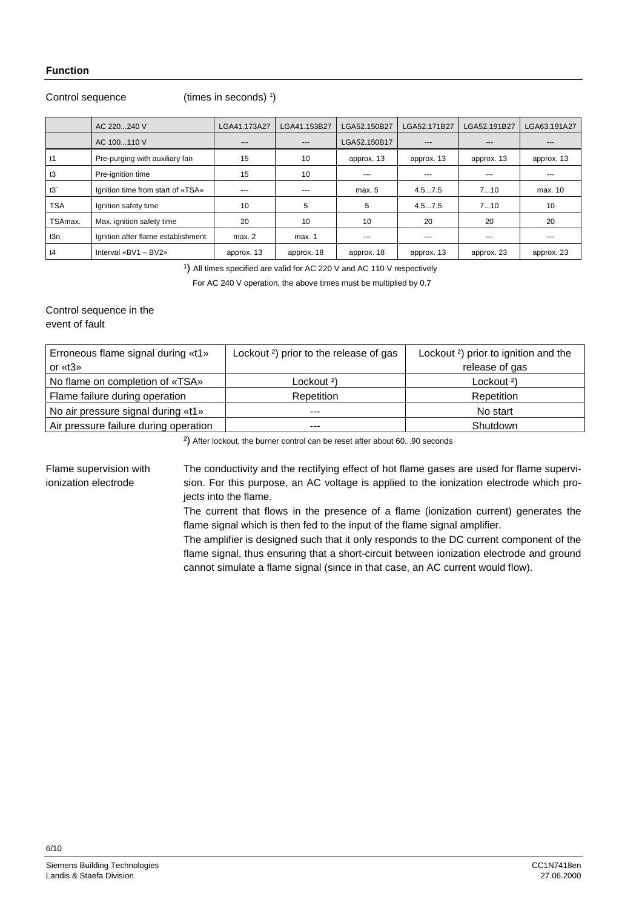## Function

Control sequence (times in seconds) [1]

| | AC 220...240 V | LGA41.173A27 | LGA41.153B27 | LGA52.150B27 | LGA52.171B27 | LGA52.191B27 | LGA63.191A27 |
|---|---|---|---|---|---|---|---|
| | AC 100...110 V | --- | --- | LGA52.150B17 | --- | --- | --- |
| t1 | Pre-purging with auxiliary fan | 15 | 10 | approx. 13 | approx. 13 | approx. 13 | approx. 13 |
| t3 | Pre-ignition time | 15 | 10 | --- | --- | --- | --- |
| t3´ | Ignition time from start of «TSA» | --- | --- | max. 5 | 4.5...7.5 | 7...10 | max. 10 |
| TSA | Ignition safety time | 10 | 5 | 5 | 4.5...7.5 | 7...10 | 10 |
| TSAmax. | Max. ignition safety time | 20 | 10 | 10 | 20 | 20 | 20 |
| t3n | Ignition after flame establishment | max. 2 | max. 1 | --- | --- | --- | --- |
| t4 | Interval «BV1 – BV2» | approx. 13 | approx. 18 | approx. 18 | approx. 13 | approx. 23 | approx. 23 |

[1]) All times specified are valid for AC 220 V and AC 110 V respectively

For AC 240 V operation, the above times must be multiplied by 0.7

Control sequence in the event of fault

| Erroneous flame signal during «t1» or «t3» | Lockout [2]) prior to the release of gas | Lockout [2]) prior to ignition and the release of gas |
|---|---|---|
| No flame on completion of «TSA» | Lockout [2]) | Lockout [2]) |
| Flame failure during operation | Repetition | Repetition |
| No air pressure signal during «t1» | --- | No start |
| Air pressure failure during operation | --- | Shutdown |

[2]) After lockout, the burner control can be reset after about 60...90 seconds

Flame supervision with ionization electrode

The conductivity and the rectifying effect of hot flame gases are used for flame supervision. For this purpose, an AC voltage is applied to the ionization electrode which projects into the flame.

The current that flows in the presence of a flame (ionization current) generates the flame signal which is then fed to the input of the flame signal amplifier.

The amplifier is designed such that it only responds to the DC current component of the flame signal, thus ensuring that a short-circuit between ionization electrode and ground cannot simulate a flame signal (since in that case, an AC current would flow).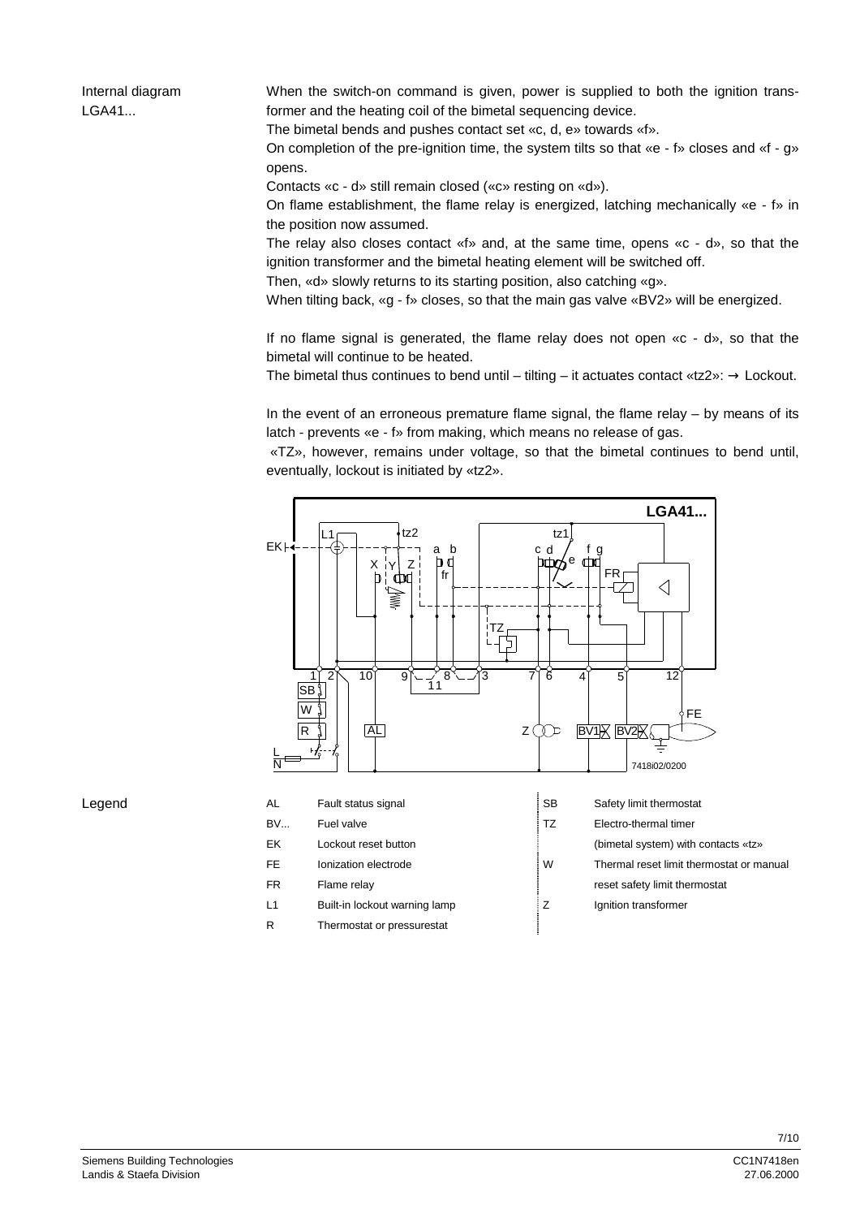## Internal diagram LGA41...

When the switch-on command is given, power is supplied to both the ignition transformer and the heating coil of the bimetal sequencing device.

The bimetal bends and pushes contact set «c, d, e» towards «f».

On completion of the pre-ignition time, the system tilts so that «e - f» closes and «f - g» opens.

Contacts «c - d» still remain closed («c» resting on «d»).

On flame establishment, the flame relay is energized, latching mechanically «e - f» in the position now assumed.

The relay also closes contact «f» and, at the same time, opens «c - d», so that the ignition transformer and the bimetal heating element will be switched off.

Then, «d» slowly returns to its starting position, also catching «g».

When tilting back, «g - f» closes, so that the main gas valve «BV2» will be energized.

If no flame signal is generated, the flame relay does not open «c - d», so that the bimetal will continue to be heated.

The bimetal thus continues to bend until – tilting – it actuates contact «tz2»: → Lockout.

In the event of an erroneous premature flame signal, the flame relay – by means of its latch - prevents «e - f» from making, which means no release of gas.

«TZ», however, remains under voltage, so that the bimetal continues to bend until, eventually, lockout is initiated by «tz2».

## Legend

| | | | |
|---|---|---|---|
| AL | Fault status signal | SB | Safety limit thermostat |
| BV... | Fuel valve | TZ | Electro-thermal timer (bimetal system) with contacts «tz» |
| EK | Lockout reset button | W | Thermal reset limit thermostat or manual reset safety limit thermostat |
| FE | Ionization electrode | Z | Ignition transformer |
| FR | Flame relay | | |
| L1 | Built-in lockout warning lamp | | |
| R | Thermostat or pressurestat | | |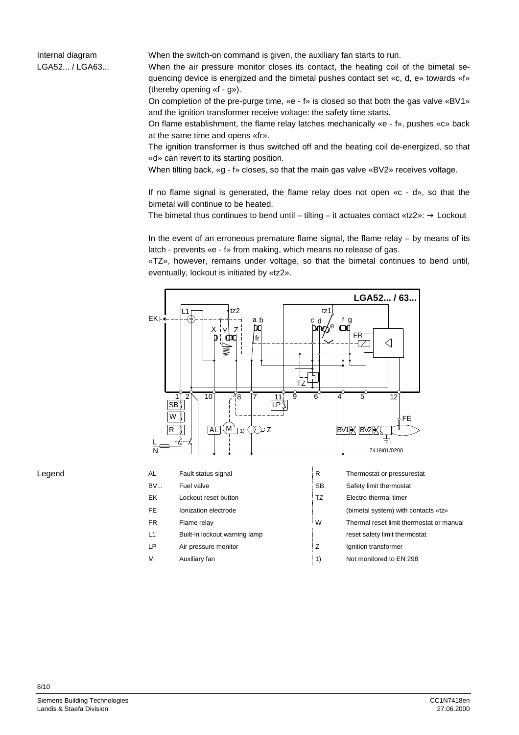## Internal diagram LGA52... / LGA63...

When the switch-on command is given, the auxiliary fan starts to run.

When the air pressure monitor closes its contact, the heating coil of the bimetal sequencing device is energized and the bimetal pushes contact set «c, d, e» towards «f» (thereby opening «f - g»).

On completion of the pre-purge time, «e - f» is closed so that both the gas valve «BV1» and the ignition transformer receive voltage: the safety time starts.

On flame establishment, the flame relay latches mechanically «e - f», pushes «c» back at the same time and opens «fr».

The ignition transformer is thus switched off and the heating coil de-energized, so that «d» can revert to its starting position.

When tilting back, «g - f» closes, so that the main gas valve «BV2» receives voltage.

If no flame signal is generated, the flame relay does not open «c - d», so that the bimetal will continue to be heated.

The bimetal thus continues to bend until – tilting – it actuates contact «tz2»: → Lockout

In the event of an erroneous premature flame signal, the flame relay – by means of its latch - prevents «e - f» from making, which means no release of gas.

«TZ», however, remains under voltage, so that the bimetal continues to bend until, eventually, lockout is initiated by «tz2».

## Legend

| | | | |
|---|---|---|---|
| AL | Fault status signal | R | Thermostat or pressurestat |
| BV... | Fuel valve | SB | Safety limit thermostat |
| EK | Lockout reset button | TZ | Electro-thermal timer (bimetal system) with contacts «tz» |
| FE | Ionization electrode | W | Thermal reset limit thermostat or manual reset safety limit thermostat |
| FR | Flame relay | Z | Ignition transformer |
| L1 | Built-in lockout warning lamp | 1) | Not monitored to EN 298 |
| LP | Air pressure monitor | | |
| M | Auxiliary fan | | |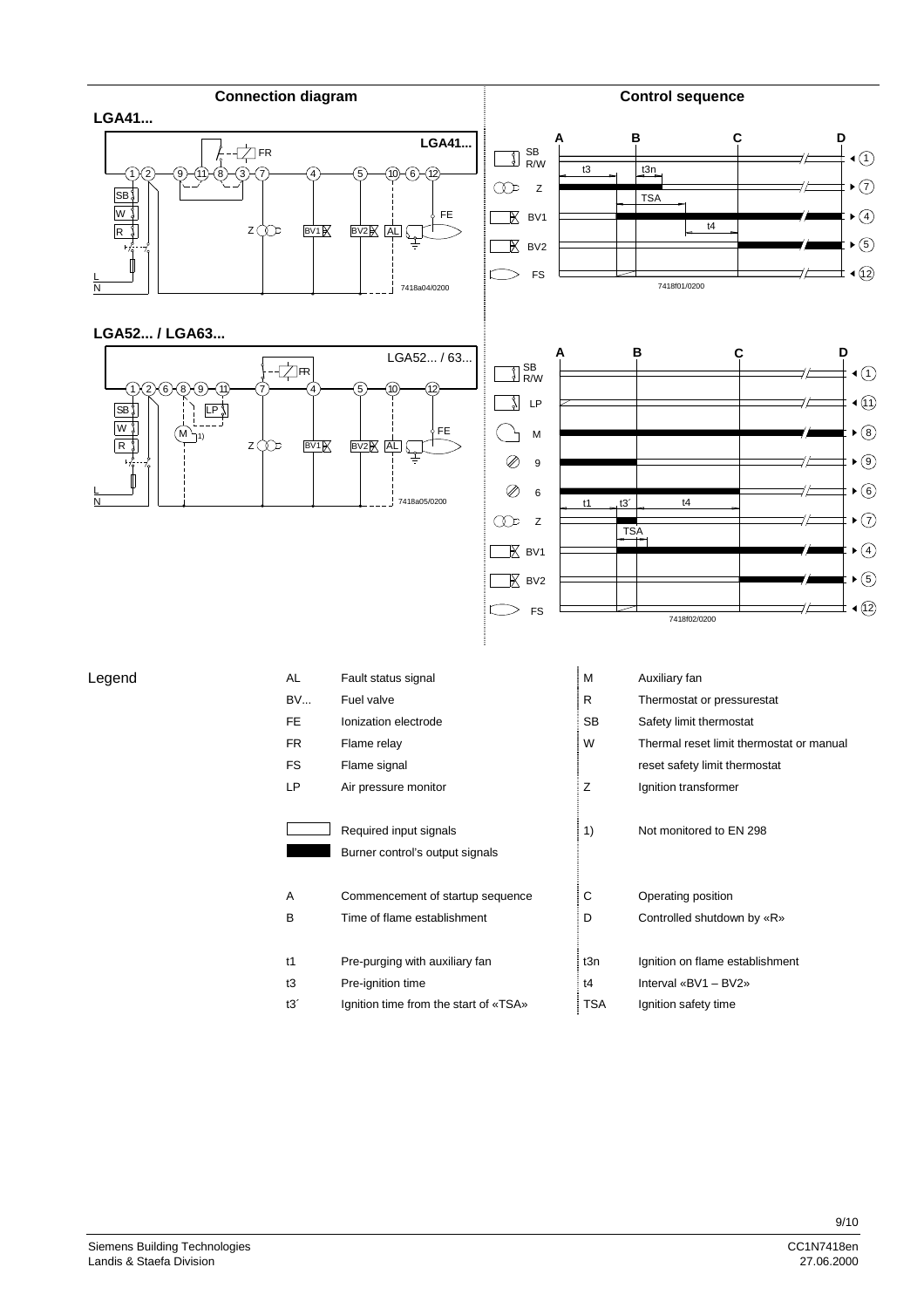## Connection diagram

## Control sequence

### LGA41...

### LGA52... / LGA63...

Legend

| | | | |
|---|---|---|---|
| AL | Fault status signal | M | Auxiliary fan |
| BV... | Fuel valve | R | Thermostat or pressurestat |
| FE | Ionization electrode | SB | Safety limit thermostat |
| FR | Flame relay | W | Thermal reset limit thermostat or manual reset safety limit thermostat |
| FS | Flame signal | | |
| LP | Air pressure monitor | Z | Ignition transformer |
| (white box) | Required input signals | 1) | Not monitored to EN 298 |
| (black box) | Burner control's output signals | | |
| A | Commencement of startup sequence | C | Operating position |
| B | Time of flame establishment | D | Controlled shutdown by «R» |
| t1 | Pre-purging with auxiliary fan | t3n | Ignition on flame establishment |
| t3 | Pre-ignition time | t4 | Interval «BV1 – BV2» |
| t3´ | Ignition time from the start of «TSA» | TSA | Ignition safety time |

Siemens Building Technologies
Landis & Staefa Division

CC1N7418en
27.06.2000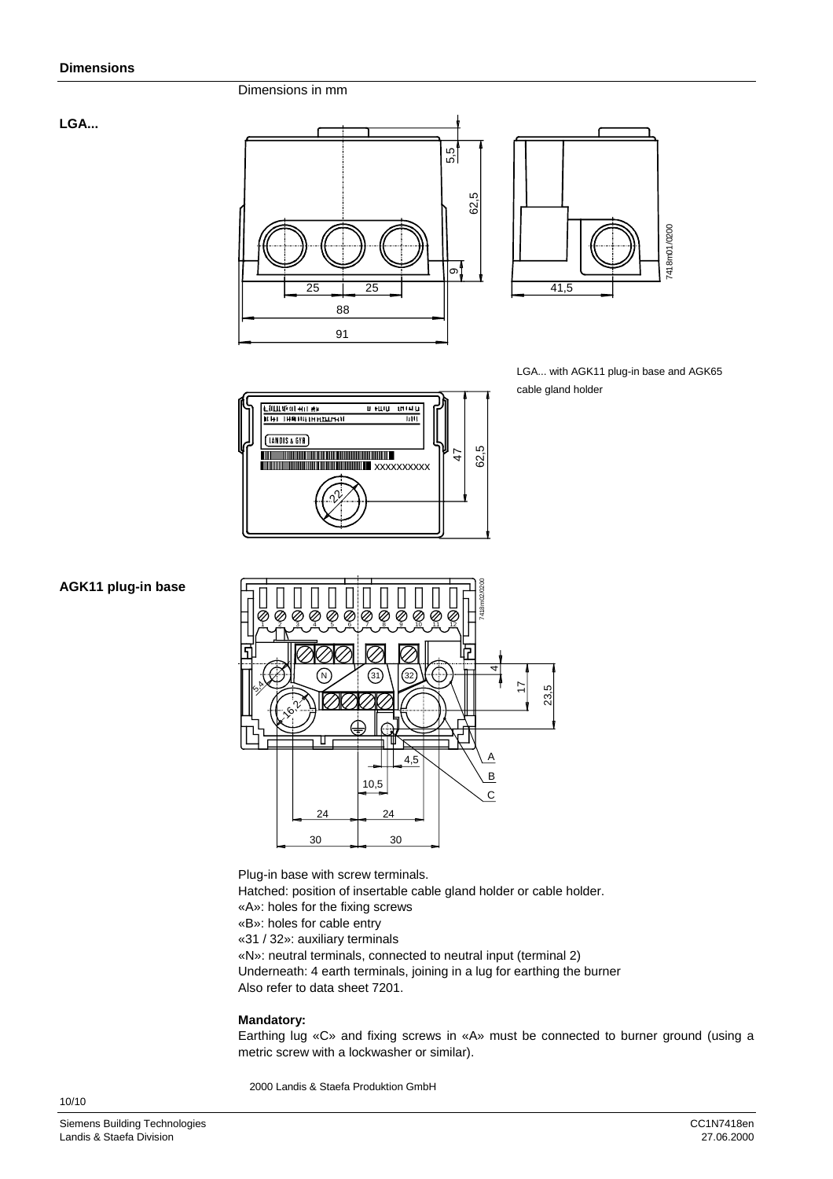**Dimensions**

Dimensions in mm

**LGA...**

5,5
62,5
9
25
25
88
91
41,5
7418m01/0200

LGA... with AGK11 plug-in base and AGK65 cable gland holder

LANDIS & GYR
XXXXXXXXXX
22
47
62,5

**AGK11 plug-in base**

1 2 3 4 5 6 7 8 9 10 11 12
7418m02/0200
N
31
32
5,4
16,2
4
17
23,5
4,5
10,5
24
24
30
30
A
B
C

Plug-in base with screw terminals.
Hatched: position of insertable cable gland holder or cable holder.
«A»: holes for the fixing screws
«B»: holes for cable entry
«31 / 32»: auxiliary terminals
«N»: neutral terminals, connected to neutral input (terminal 2)
Underneath: 4 earth terminals, joining in a lug for earthing the burner
Also refer to data sheet 7201.

**Mandatory:**
Earthing lug «C» and fixing screws in «A» must be connected to burner ground (using a metric screw with a lockwasher or similar).

2000 Landis & Staefa Produktion GmbH